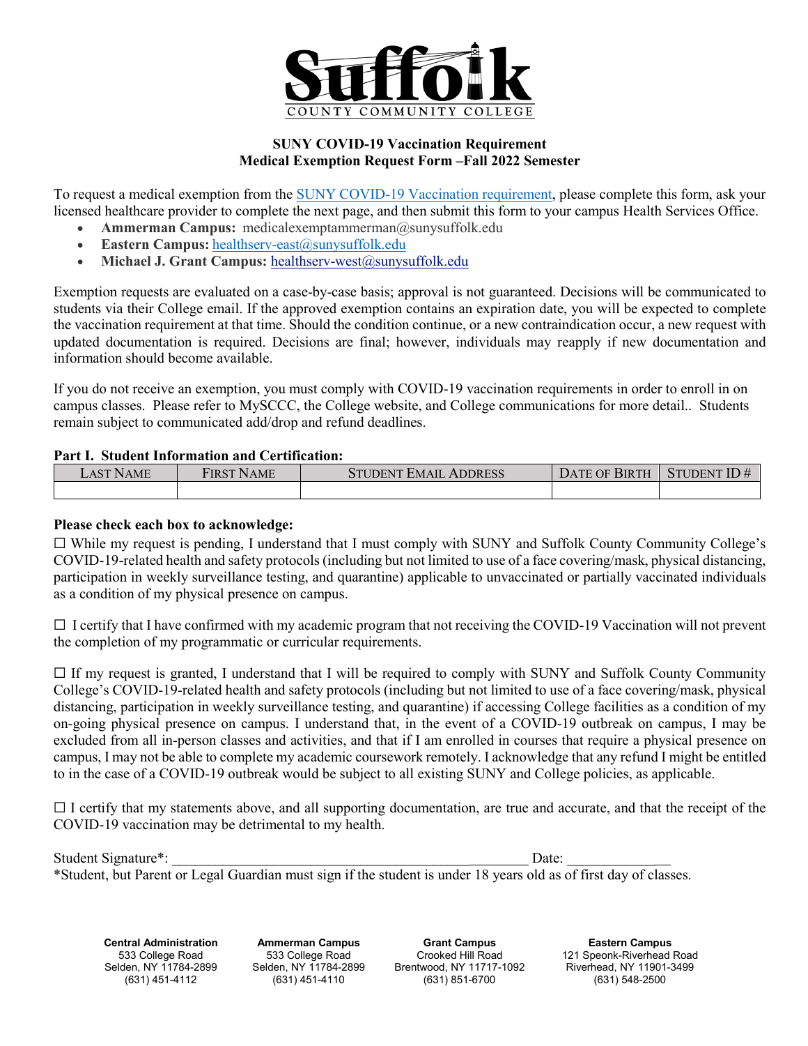# Suffolk

COUNTY COMMUNITY COLLEGE

**SUNY COVID-19 Vaccination Requirement**
**Medical Exemption Request Form –Fall 2022 Semester**

To request a medical exemption from the SUNY COVID-19 Vaccination requirement, please complete this form, ask your licensed healthcare provider to complete the next page, and then submit this form to your campus Health Services Office.

- **Ammerman Campus:** medicalexemptammerman@sunysuffolk.edu
- **Eastern Campus:** healthserv-east@sunysuffolk.edu
- **Michael J. Grant Campus:** healthserv-west@sunysuffolk.edu

Exemption requests are evaluated on a case-by-case basis; approval is not guaranteed. Decisions will be communicated to students via their College email. If the approved exemption contains an expiration date, you will be expected to complete the vaccination requirement at that time. Should the condition continue, or a new contraindication occur, a new request with updated documentation is required. Decisions are final; however, individuals may reapply if new documentation and information should become available.

If you do not receive an exemption, you must comply with COVID-19 vaccination requirements in order to enroll in on campus classes. Please refer to MySCCC, the College website, and College communications for more detail.. Students remain subject to communicated add/drop and refund deadlines.

**Part I. Student Information and Certification:**

| Last Name | First Name | Student Email Address | Date of Birth | Student ID # |
|---|---|---|---|---|
| | | | | |

**Please check each box to acknowledge:**

☐ While my request is pending, I understand that I must comply with SUNY and Suffolk County Community College's COVID-19-related health and safety protocols (including but not limited to use of a face covering/mask, physical distancing, participation in weekly surveillance testing, and quarantine) applicable to unvaccinated or partially vaccinated individuals as a condition of my physical presence on campus.

☐ I certify that I have confirmed with my academic program that not receiving the COVID-19 Vaccination will not prevent the completion of my programmatic or curricular requirements.

☐ If my request is granted, I understand that I will be required to comply with SUNY and Suffolk County Community College's COVID-19-related health and safety protocols (including but not limited to use of a face covering/mask, physical distancing, participation in weekly surveillance testing, and quarantine) if accessing College facilities as a condition of my on-going physical presence on campus. I understand that, in the event of a COVID-19 outbreak on campus, I may be excluded from all in-person classes and activities, and that if I am enrolled in courses that require a physical presence on campus, I may not be able to complete my academic coursework remotely. I acknowledge that any refund I might be entitled to in the case of a COVID-19 outbreak would be subject to all existing SUNY and College policies, as applicable.

☐ I certify that my statements above, and all supporting documentation, are true and accurate, and that the receipt of the COVID-19 vaccination may be detrimental to my health.

Student Signature*: ___________________________________________________ Date: ______________

*Student, but Parent or Legal Guardian must sign if the student is under 18 years old as of first day of classes.

**Central Administration**
533 College Road
Selden, NY 11784-2899
(631) 451-4112

**Ammerman Campus**
533 College Road
Selden, NY 11784-2899
(631) 451-4110

**Grant Campus**
Crooked Hill Road
Brentwood, NY 11717-1092
(631) 851-6700

**Eastern Campus**
121 Speonk-Riverhead Road
Riverhead, NY 11901-3499
(631) 548-2500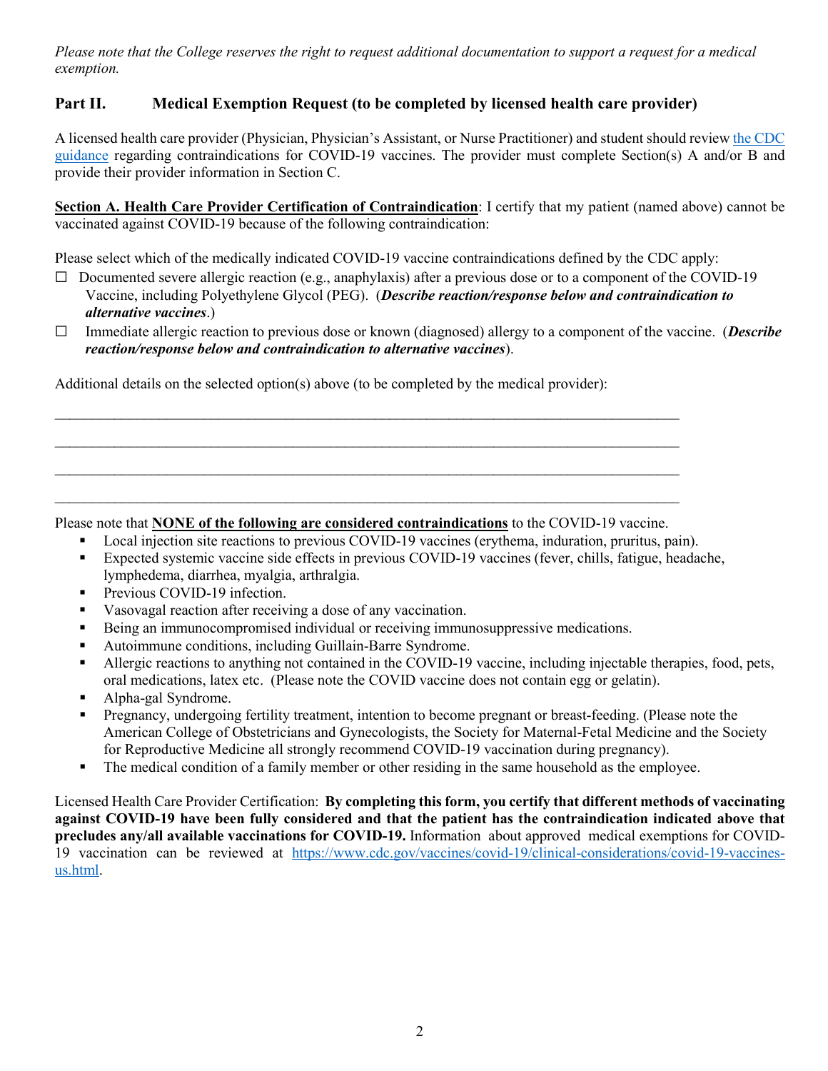*Please note that the College reserves the right to request additional documentation to support a request for a medical exemption.*

## Part II. Medical Exemption Request (to be completed by licensed health care provider)

A licensed health care provider (Physician, Physician's Assistant, or Nurse Practitioner) and student should review [the CDC guidance](https://www.cdc.gov/vaccines/covid-19/clinical-considerations/covid-19-vaccines-us.html) regarding contraindications for COVID-19 vaccines. The provider must complete Section(s) A and/or B and provide their provider information in Section C.

**Section A. Health Care Provider Certification of Contraindication**: I certify that my patient (named above) cannot be vaccinated against COVID-19 because of the following contraindication:

Please select which of the medically indicated COVID-19 vaccine contraindications defined by the CDC apply:

- ☐ Documented severe allergic reaction (e.g., anaphylaxis) after a previous dose or to a component of the COVID-19 Vaccine, including Polyethylene Glycol (PEG). (***Describe reaction/response below and contraindication to alternative vaccines***.)
- ☐ Immediate allergic reaction to previous dose or known (diagnosed) allergy to a component of the vaccine. (***Describe reaction/response below and contraindication to alternative vaccines***).

Additional details on the selected option(s) above (to be completed by the medical provider):

\_\_\_\_\_\_\_\_\_\_\_\_\_\_\_\_\_\_\_\_\_\_\_\_\_\_\_\_\_\_\_\_\_\_\_\_\_\_\_\_\_\_\_\_\_\_\_\_\_\_\_\_\_\_\_\_\_\_\_\_\_\_\_\_\_\_\_\_\_\_\_\_\_\_\_\_\_\_

\_\_\_\_\_\_\_\_\_\_\_\_\_\_\_\_\_\_\_\_\_\_\_\_\_\_\_\_\_\_\_\_\_\_\_\_\_\_\_\_\_\_\_\_\_\_\_\_\_\_\_\_\_\_\_\_\_\_\_\_\_\_\_\_\_\_\_\_\_\_\_\_\_\_\_\_\_\_

\_\_\_\_\_\_\_\_\_\_\_\_\_\_\_\_\_\_\_\_\_\_\_\_\_\_\_\_\_\_\_\_\_\_\_\_\_\_\_\_\_\_\_\_\_\_\_\_\_\_\_\_\_\_\_\_\_\_\_\_\_\_\_\_\_\_\_\_\_\_\_\_\_\_\_\_\_\_

\_\_\_\_\_\_\_\_\_\_\_\_\_\_\_\_\_\_\_\_\_\_\_\_\_\_\_\_\_\_\_\_\_\_\_\_\_\_\_\_\_\_\_\_\_\_\_\_\_\_\_\_\_\_\_\_\_\_\_\_\_\_\_\_\_\_\_\_\_\_\_\_\_\_\_\_\_\_

Please note that **NONE of the following are considered contraindications** to the COVID-19 vaccine.

- Local injection site reactions to previous COVID-19 vaccines (erythema, induration, pruritus, pain).
- Expected systemic vaccine side effects in previous COVID-19 vaccines (fever, chills, fatigue, headache, lymphedema, diarrhea, myalgia, arthralgia.
- Previous COVID-19 infection.
- Vasovagal reaction after receiving a dose of any vaccination.
- Being an immunocompromised individual or receiving immunosuppressive medications.
- Autoimmune conditions, including Guillain-Barre Syndrome.
- Allergic reactions to anything not contained in the COVID-19 vaccine, including injectable therapies, food, pets, oral medications, latex etc. (Please note the COVID vaccine does not contain egg or gelatin).
- Alpha-gal Syndrome.
- Pregnancy, undergoing fertility treatment, intention to become pregnant or breast-feeding. (Please note the American College of Obstetricians and Gynecologists, the Society for Maternal-Fetal Medicine and the Society for Reproductive Medicine all strongly recommend COVID-19 vaccination during pregnancy).
- The medical condition of a family member or other residing in the same household as the employee.

Licensed Health Care Provider Certification: **By completing this form, you certify that different methods of vaccinating against COVID-19 have been fully considered and that the patient has the contraindication indicated above that precludes any/all available vaccinations for COVID-19.** Information about approved medical exemptions for COVID-19 vaccination can be reviewed at https://www.cdc.gov/vaccines/covid-19/clinical-considerations/covid-19-vaccines-us.html.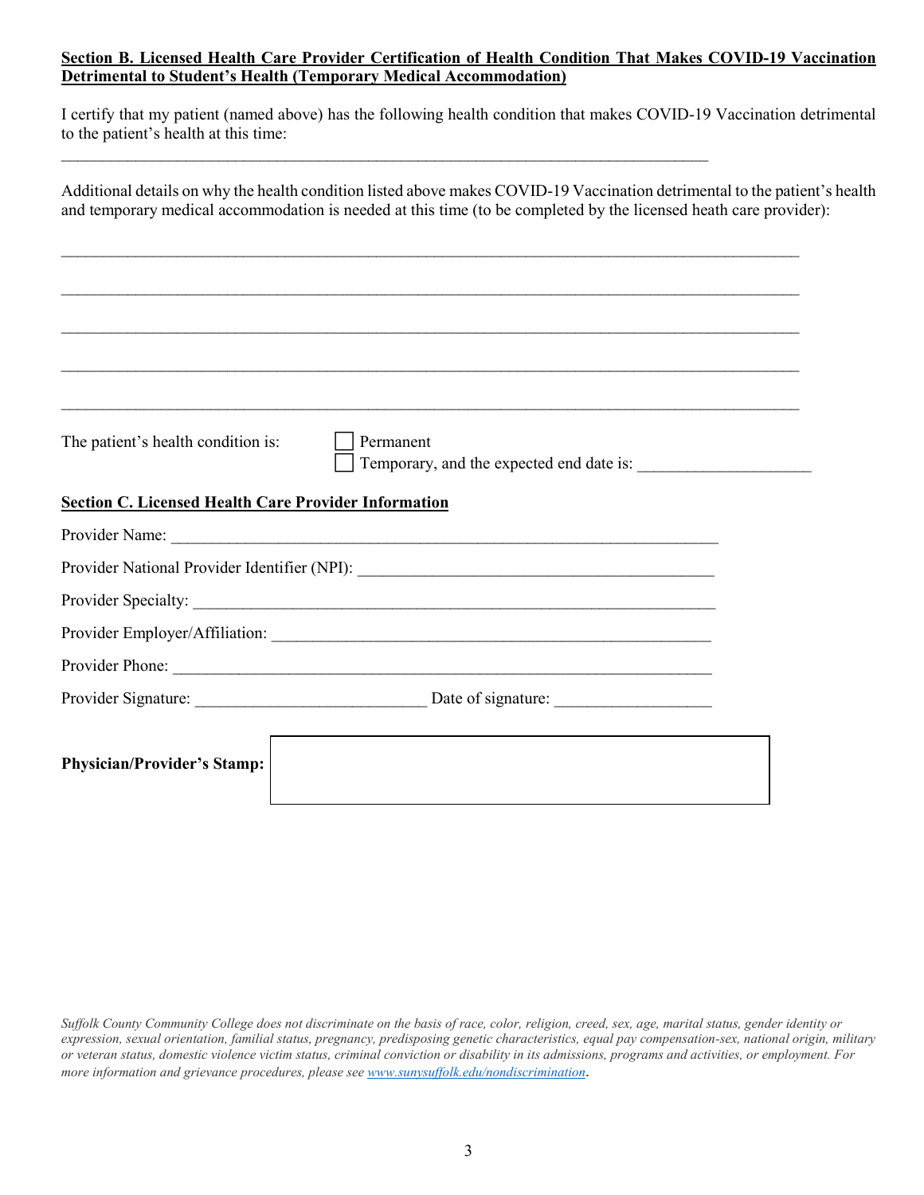**Section B. Licensed Health Care Provider Certification of Health Condition That Makes COVID-19 Vaccination Detrimental to Student's Health (Temporary Medical Accommodation)**

I certify that my patient (named above) has the following health condition that makes COVID-19 Vaccination detrimental to the patient's health at this time:

_______________________________________________________________________________

Additional details on why the health condition listed above makes COVID-19 Vaccination detrimental to the patient's health and temporary medical accommodation is needed at this time (to be completed by the licensed heath care provider):

_______________________________________________________________________________

_______________________________________________________________________________

_______________________________________________________________________________

_______________________________________________________________________________

_______________________________________________________________________________

The patient's health condition is: ☐ Permanent
☐ Temporary, and the expected end date is: ____________________

**Section C. Licensed Health Care Provider Information**

Provider Name: _______________________________________________________________

Provider National Provider Identifier (NPI): ___________________________________________

Provider Specialty: ____________________________________________________________

Provider Employer/Affiliation: ___________________________________________________

Provider Phone: _______________________________________________________________

Provider Signature: ___________________________ Date of signature: __________________

**Physician/Provider's Stamp:**

*Suffolk County Community College does not discriminate on the basis of race, color, religion, creed, sex, age, marital status, gender identity or expression, sexual orientation, familial status, pregnancy, predisposing genetic characteristics, equal pay compensation-sex, national origin, military or veteran status, domestic violence victim status, criminal conviction or disability in its admissions, programs and activities, or employment. For more information and grievance procedures, please see [www.sunysuffolk.edu/nondiscrimination](http://www.sunysuffolk.edu/nondiscrimination).*